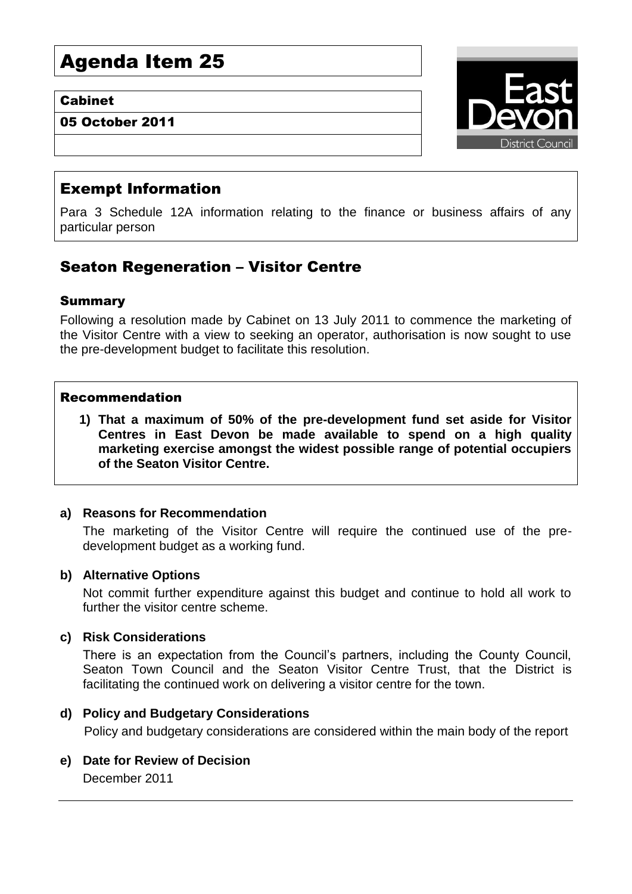# Agenda Item 25

**Cabinet**

**05 October 2011**

## Exempt Information

Para 3 Schedule 12A information relating to the finance or business affairs of any particular person

## Seaton Regeneration – Visitor Centre

### Summary

Following a resolution made by Cabinet on 13 July 2011 to commence the marketing of the Visitor Centre with a view to seeking an operator, authorisation is now sought to use the pre-development budget to facilitate this resolution.

### Recommendation

1) **That a maximum of 50% of the pre-development fund set aside for Visitor Centres in East Devon be made available to spend on a high quality marketing exercise amongst the widest possible range of potential occupiers of the Seaton Visitor Centre.**

**a) Reasons for Recommendation**

The marketing of the Visitor Centre will require the continued use of the pre-development budget as a working fund.

**b) Alternative Options**

Not commit further expenditure against this budget and continue to hold all work to further the visitor centre scheme.

**c) Risk Considerations**

There is an expectation from the Council's partners, including the County Council, Seaton Town Council and the Seaton Visitor Centre Trust, that the District is facilitating the continued work on delivering a visitor centre for the town.

**d) Policy and Budgetary Considerations**

Policy and budgetary considerations are considered within the main body of the report

**e) Date for Review of Decision**

December 2011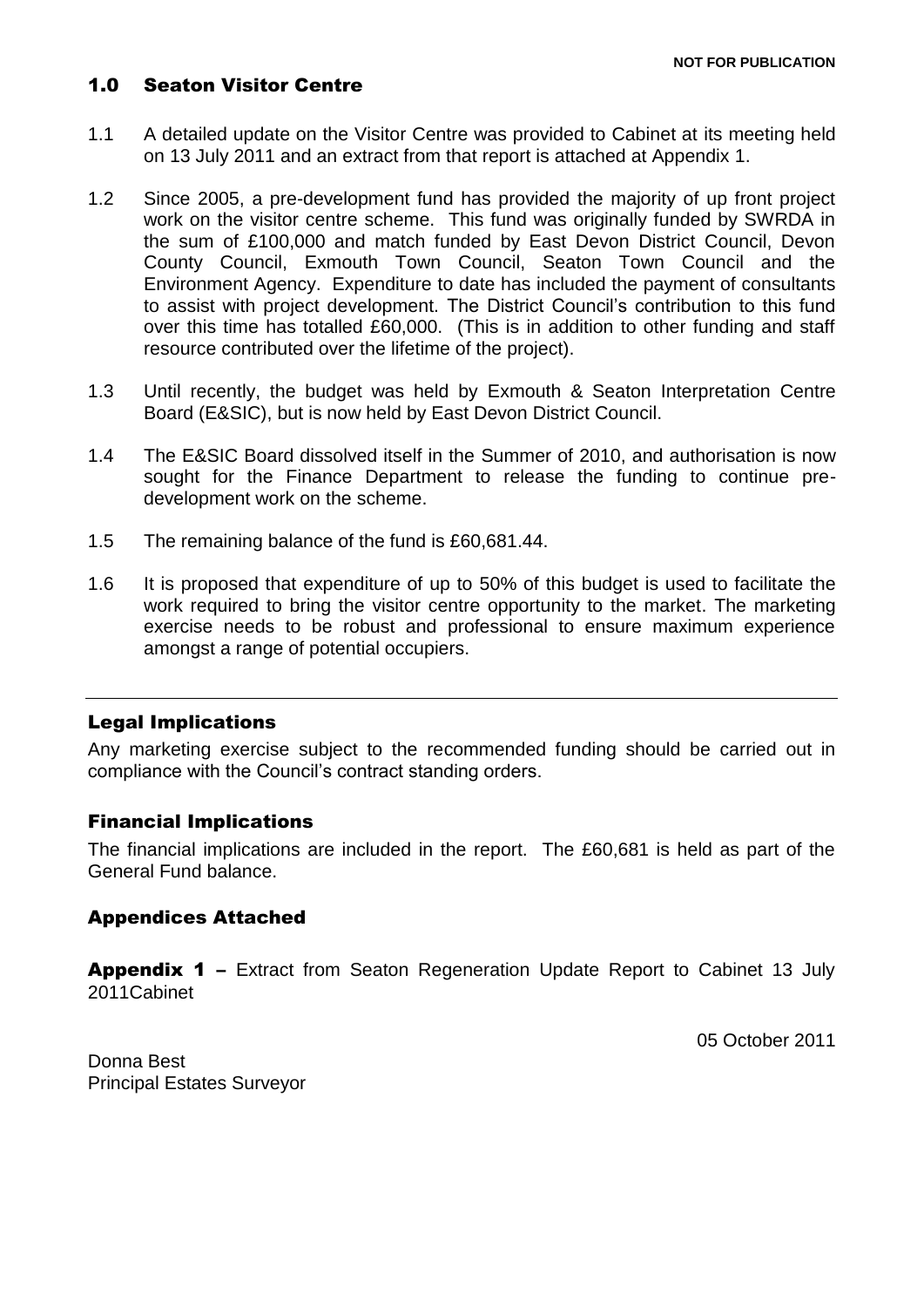**NOT FOR PUBLICATION**

## 1.0 Seaton Visitor Centre

1.1 A detailed update on the Visitor Centre was provided to Cabinet at its meeting held on 13 July 2011 and an extract from that report is attached at Appendix 1.

1.2 Since 2005, a pre-development fund has provided the majority of up front project work on the visitor centre scheme. This fund was originally funded by SWRDA in the sum of £100,000 and match funded by East Devon District Council, Devon County Council, Exmouth Town Council, Seaton Town Council and the Environment Agency. Expenditure to date has included the payment of consultants to assist with project development. The District Council's contribution to this fund over this time has totalled £60,000. (This is in addition to other funding and staff resource contributed over the lifetime of the project).

1.3 Until recently, the budget was held by Exmouth & Seaton Interpretation Centre Board (E&SIC), but is now held by East Devon District Council.

1.4 The E&SIC Board dissolved itself in the Summer of 2010, and authorisation is now sought for the Finance Department to release the funding to continue pre-development work on the scheme.

1.5 The remaining balance of the fund is £60,681.44.

1.6 It is proposed that expenditure of up to 50% of this budget is used to facilitate the work required to bring the visitor centre opportunity to the market. The marketing exercise needs to be robust and professional to ensure maximum experience amongst a range of potential occupiers.

---

### Legal Implications

Any marketing exercise subject to the recommended funding should be carried out in compliance with the Council's contract standing orders.

### Financial Implications

The financial implications are included in the report. The £60,681 is held as part of the General Fund balance.

### Appendices Attached

**Appendix 1 –** Extract from Seaton Regeneration Update Report to Cabinet 13 July 2011Cabinet

05 October 2011

Donna Best
Principal Estates Surveyor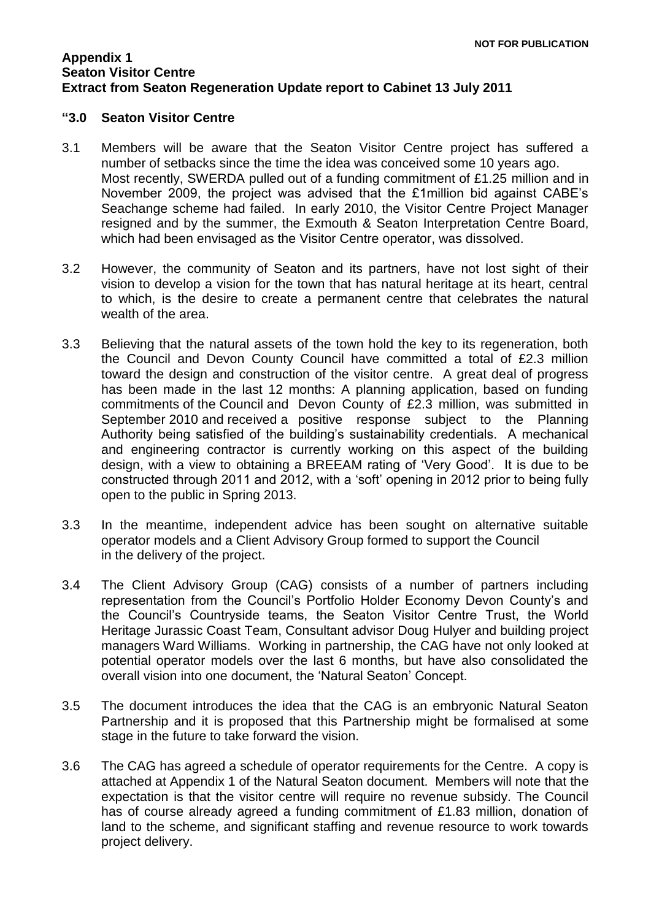**NOT FOR PUBLICATION**

**Appendix 1**
**Seaton Visitor Centre**
**Extract from Seaton Regeneration Update report to Cabinet 13 July 2011**

**"3.0 Seaton Visitor Centre**

3.1 Members will be aware that the Seaton Visitor Centre project has suffered a number of setbacks since the time the idea was conceived some 10 years ago. Most recently, SWERDA pulled out of a funding commitment of £1.25 million and in November 2009, the project was advised that the £1million bid against CABE's Seachange scheme had failed. In early 2010, the Visitor Centre Project Manager resigned and by the summer, the Exmouth & Seaton Interpretation Centre Board, which had been envisaged as the Visitor Centre operator, was dissolved.

3.2 However, the community of Seaton and its partners, have not lost sight of their vision to develop a vision for the town that has natural heritage at its heart, central to which, is the desire to create a permanent centre that celebrates the natural wealth of the area.

3.3 Believing that the natural assets of the town hold the key to its regeneration, both the Council and Devon County Council have committed a total of £2.3 million toward the design and construction of the visitor centre. A great deal of progress has been made in the last 12 months: A planning application, based on funding commitments of the Council and Devon County of £2.3 million, was submitted in September 2010 and received a positive response subject to the Planning Authority being satisfied of the building's sustainability credentials. A mechanical and engineering contractor is currently working on this aspect of the building design, with a view to obtaining a BREEAM rating of 'Very Good'. It is due to be constructed through 2011 and 2012, with a 'soft' opening in 2012 prior to being fully open to the public in Spring 2013.

3.3 In the meantime, independent advice has been sought on alternative suitable operator models and a Client Advisory Group formed to support the Council in the delivery of the project.

3.4 The Client Advisory Group (CAG) consists of a number of partners including representation from the Council's Portfolio Holder Economy Devon County's and the Council's Countryside teams, the Seaton Visitor Centre Trust, the World Heritage Jurassic Coast Team, Consultant advisor Doug Hulyer and building project managers Ward Williams. Working in partnership, the CAG have not only looked at potential operator models over the last 6 months, but have also consolidated the overall vision into one document, the 'Natural Seaton' Concept.

3.5 The document introduces the idea that the CAG is an embryonic Natural Seaton Partnership and it is proposed that this Partnership might be formalised at some stage in the future to take forward the vision.

3.6 The CAG has agreed a schedule of operator requirements for the Centre. A copy is attached at Appendix 1 of the Natural Seaton document. Members will note that the expectation is that the visitor centre will require no revenue subsidy. The Council has of course already agreed a funding commitment of £1.83 million, donation of land to the scheme, and significant staffing and revenue resource to work towards project delivery.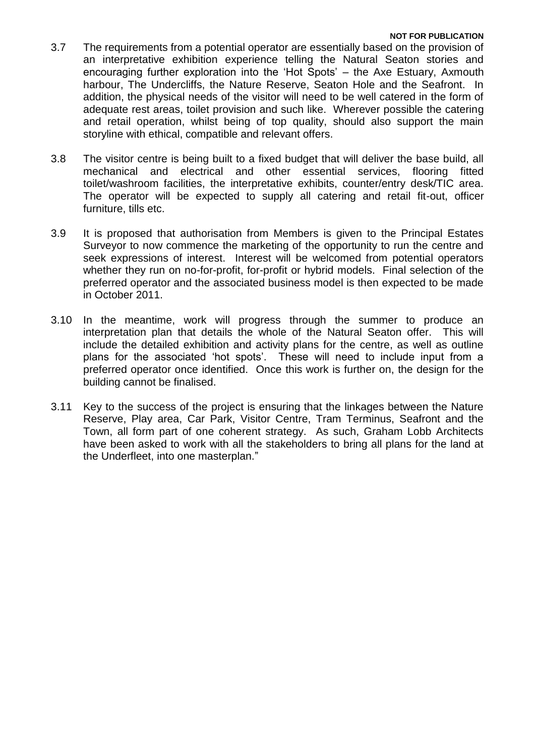**NOT FOR PUBLICATION**

3.7 The requirements from a potential operator are essentially based on the provision of an interpretative exhibition experience telling the Natural Seaton stories and encouraging further exploration into the 'Hot Spots' – the Axe Estuary, Axmouth harbour, The Undercliffs, the Nature Reserve, Seaton Hole and the Seafront. In addition, the physical needs of the visitor will need to be well catered in the form of adequate rest areas, toilet provision and such like. Wherever possible the catering and retail operation, whilst being of top quality, should also support the main storyline with ethical, compatible and relevant offers.

3.8 The visitor centre is being built to a fixed budget that will deliver the base build, all mechanical and electrical and other essential services, flooring fitted toilet/washroom facilities, the interpretative exhibits, counter/entry desk/TIC area. The operator will be expected to supply all catering and retail fit-out, officer furniture, tills etc.

3.9 It is proposed that authorisation from Members is given to the Principal Estates Surveyor to now commence the marketing of the opportunity to run the centre and seek expressions of interest. Interest will be welcomed from potential operators whether they run on no-for-profit, for-profit or hybrid models. Final selection of the preferred operator and the associated business model is then expected to be made in October 2011.

3.10 In the meantime, work will progress through the summer to produce an interpretation plan that details the whole of the Natural Seaton offer. This will include the detailed exhibition and activity plans for the centre, as well as outline plans for the associated 'hot spots'. These will need to include input from a preferred operator once identified. Once this work is further on, the design for the building cannot be finalised.

3.11 Key to the success of the project is ensuring that the linkages between the Nature Reserve, Play area, Car Park, Visitor Centre, Tram Terminus, Seafront and the Town, all form part of one coherent strategy. As such, Graham Lobb Architects have been asked to work with all the stakeholders to bring all plans for the land at the Underfleet, into one masterplan."